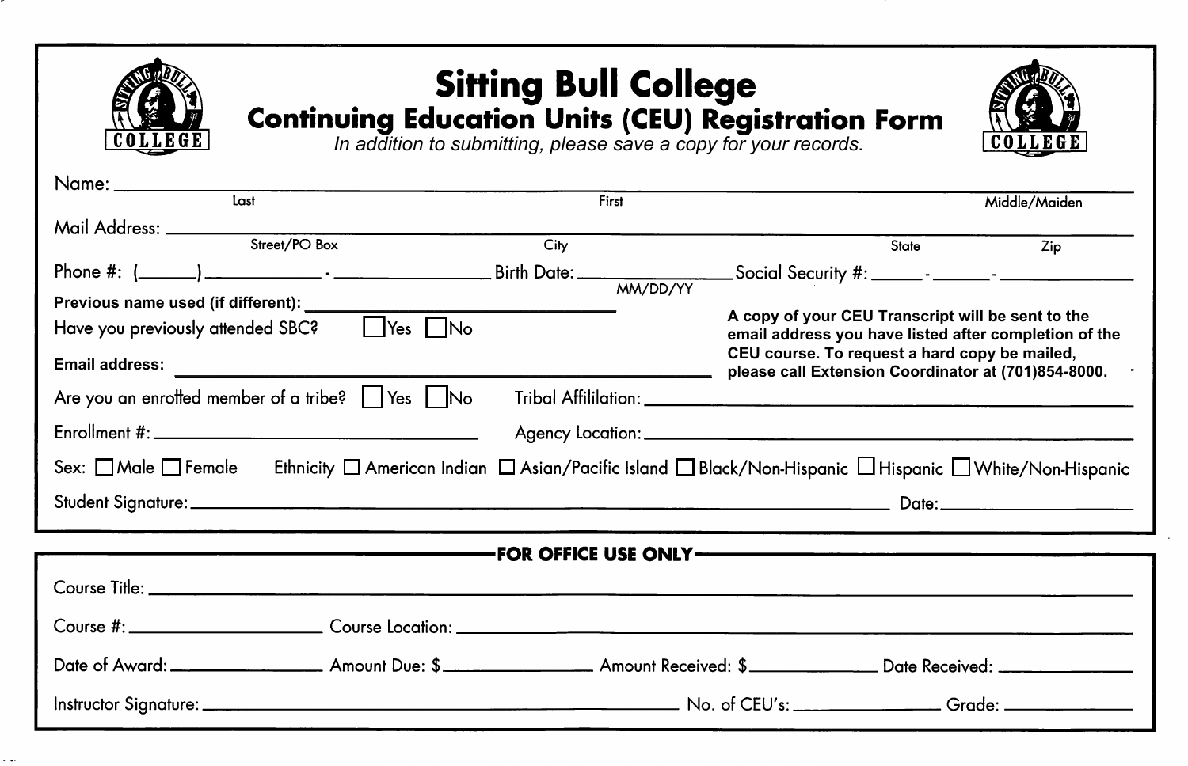# Sitting Bull College

## Continuing Education Units (CEU) Registration Form

*In addition to submitting, please save a copy for your records.*

Name: ______________________________________________________________
Last First Middle/Maiden

Mail Address: _______________________________________________________
Street/PO Box City State Zip

Phone #: (______) ____________ - ______________ Birth Date: ______________ Social Security #: _____ - _____ - __________
MM/DD/YY

**Previous name used (if different):** ______________________________

Have you previously attended SBC? ☐ Yes ☐ No

**Email address:** ______________________________________________

**A copy of your CEU Transcript will be sent to the email address you have listed after completion of the CEU course. To request a hard copy be mailed, please call Extension Coordinator at (701)854-8000.**

Are you an enrolled member of a tribe? ☐ Yes ☐ No Tribal Affililation: ______________________________

Enrollment #: ______________________________ Agency Location: ______________________________

Sex: ☐ Male ☐ Female Ethnicity ☐ American Indian ☐ Asian/Pacific Island ☐ Black/Non-Hispanic ☐ Hispanic ☐ White/Non-Hispanic

Student Signature: ______________________________________________ Date: ______________

---

**FOR OFFICE USE ONLY**

Course Title: ______________________________________________________________

Course #: ______________________ Course Location: ______________________________

Date of Award: ______________ Amount Due: $______________ Amount Received: $______________ Date Received: ______________

Instructor Signature: ______________________________ No. of CEU's: ______________ Grade: ______________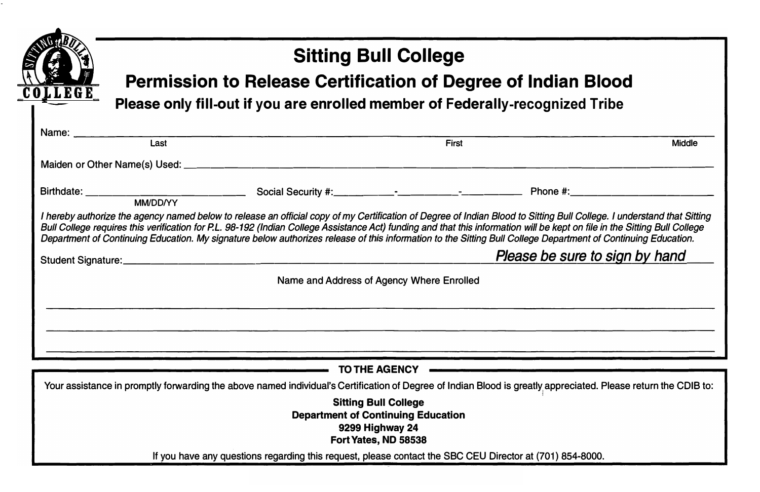# Sitting Bull College

## Permission to Release Certification of Degree of Indian Blood

**Please only fill-out if you are enrolled member of Federally-recognized Tribe**

Name: ________________________________________________________________
Last                                        First                                        Middle

Maiden or Other Name(s) Used: ________________________________________________

Birthdate: ____________________ Social Security #:________-________-________ Phone #:____________________
MM/DD/YY

*I hereby authorize the agency named below to release an official copy of my Certification of Degree of Indian Blood to Sitting Bull College. I understand that Sitting Bull College requires this verification for P.L. 98-192 (Indian College Assistance Act) funding and that this information will be kept on file in the Sitting Bull College Department of Continuing Education. My signature below authorizes release of this information to the Sitting Bull College Department of Continuing Education.*

Student Signature:________________________________________ *Please be sure to sign by hand*____

Name and Address of Agency Where Enrolled

________________________________________________________________

________________________________________________________________

________________________________________________________________

**TO THE AGENCY**

Your assistance in promptly forwarding the above named individual's Certification of Degree of Indian Blood is greatly appreciated. Please return the CDIB to:

**Sitting Bull College**
**Department of Continuing Education**
**9299 Highway 24**
**Fort Yates, ND 58538**

If you have any questions regarding this request, please contact the SBC CEU Director at (701) 854-8000.